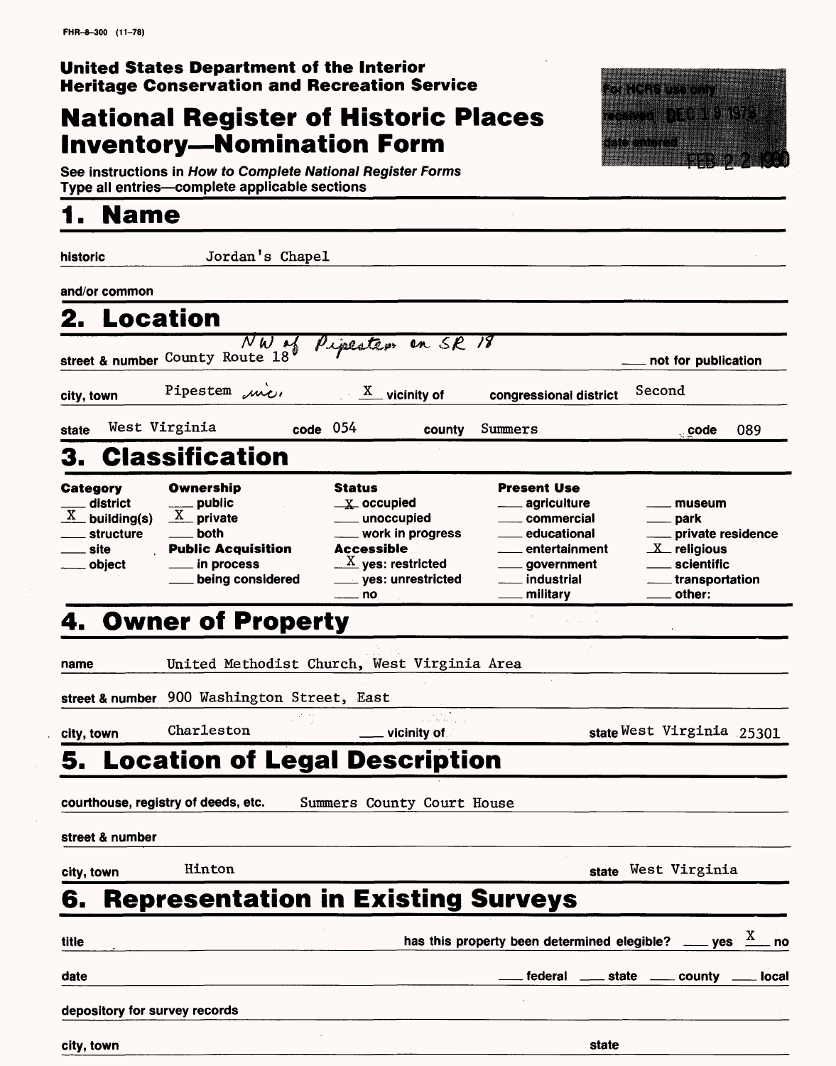FHR-8-300 (11-78)

**United States Department of the Interior**
**Heritage Conservation and Recreation Service**

# National Register of Historic Places Inventory—Nomination Form

See instructions in *How to Complete National Register Forms*
Type all entries—complete applicable sections

For HCRS use only
received DEC 19 1979
date entered FEB 22 1980

## 1. Name

historic Jordan's Chapel

and/or common

## 2. Location

street & number County Route 18 *NW of Pipestem on SR 18* ___ not for publication

city, town Pipestem *vic.* X vicinity of congressional district Second

state West Virginia code 054 county Summers code 089

## 3. Classification

| Category | Ownership | Status | Present Use | |
|---|---|---|---|---|
| ___ district | ___ public | X occupied | ___ agriculture | ___ museum |
| X building(s) | X private | ___ unoccupied | ___ commercial | ___ park |
| ___ structure | ___ both | ___ work in progress | ___ educational | ___ private residence |
| ___ site | **Public Acquisition** | **Accessible** | ___ entertainment | X religious |
| ___ object | ___ in process | X yes: restricted | ___ government | ___ scientific |
| | ___ being considered | ___ yes: unrestricted | ___ industrial | ___ transportation |
| | | ___ no | ___ military | ___ other: |

## 4. Owner of Property

name United Methodist Church, West Virginia Area

street & number 900 Washington Street, East

city, town Charleston ___ vicinity of state West Virginia 25301

## 5. Location of Legal Description

courthouse, registry of deeds, etc. Summers County Court House

street & number

city, town Hinton state West Virginia

## 6. Representation in Existing Surveys

title has this property been determined elegible? ___ yes X no

date ___ federal ___ state ___ county ___ local

depository for survey records

city, town state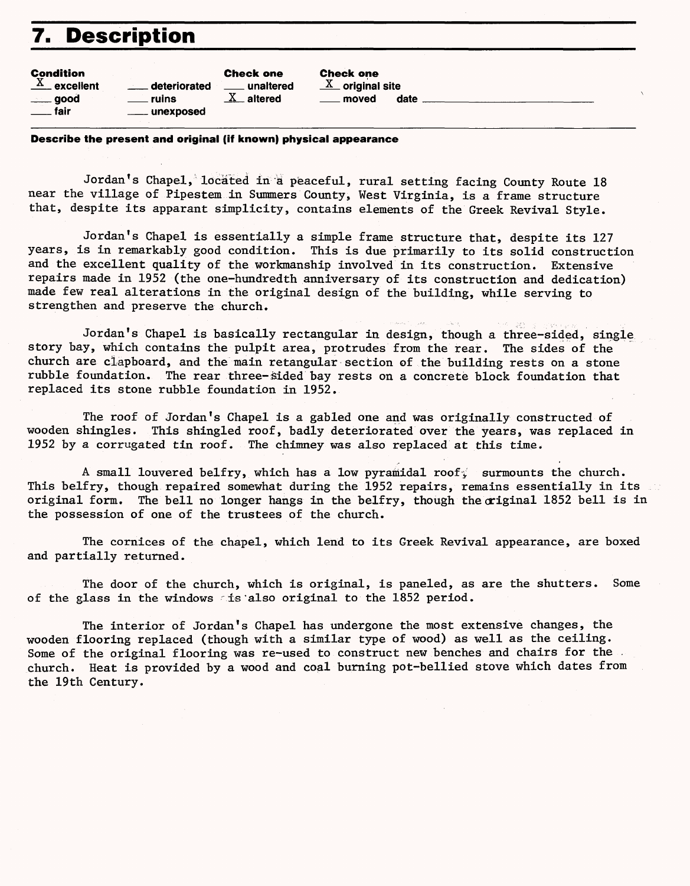# 7. Description

| Condition | | Check one | Check one |
|---|---|---|---|
| X excellent | ___ deteriorated | ___ unaltered | X original site |
| ___ good | ___ ruins | X altered | ___ moved date ___ |
| ___ fair | ___ unexposed | | |

**Describe the present and original (if known) physical appearance**

Jordan's Chapel, located in a peaceful, rural setting facing County Route 18 near the village of Pipestem in Summers County, West Virginia, is a frame structure that, despite its apparent simplicity, contains elements of the Greek Revival Style.

Jordan's Chapel is essentially a simple frame structure that, despite its 127 years, is in remarkably good condition. This is due primarily to its solid construction and the excellent quality of the workmanship involved in its construction. Extensive repairs made in 1952 (the one-hundredth anniversary of its construction and dedication) made few real alterations in the original design of the building, while serving to strengthen and preserve the church.

Jordan's Chapel is basically rectangular in design, though a three-sided, single story bay, which contains the pulpit area, protrudes from the rear. The sides of the church are clapboard, and the main retangular section of the building rests on a stone rubble foundation. The rear three-sided bay rests on a concrete block foundation that replaced its stone rubble foundation in 1952.

The roof of Jordan's Chapel is a gabled one and was originally constructed of wooden shingles. This shingled roof, badly deteriorated over the years, was replaced in 1952 by a corrugated tin roof. The chimney was also replaced at this time.

A small louvered belfry, which has a low pyramidal roof, surmounts the church. This belfry, though repaired somewhat during the 1952 repairs, remains essentially in its original form. The bell no longer hangs in the belfry, though the original 1852 bell is in the possession of one of the trustees of the church.

The cornices of the chapel, which lend to its Greek Revival appearance, are boxed and partially returned.

The door of the church, which is original, is paneled, as are the shutters. Some of the glass in the windows is also original to the 1852 period.

The interior of Jordan's Chapel has undergone the most extensive changes, the wooden flooring replaced (though with a similar type of wood) as well as the ceiling. Some of the original flooring was re-used to construct new benches and chairs for the church. Heat is provided by a wood and coal burning pot-bellied stove which dates from the 19th Century.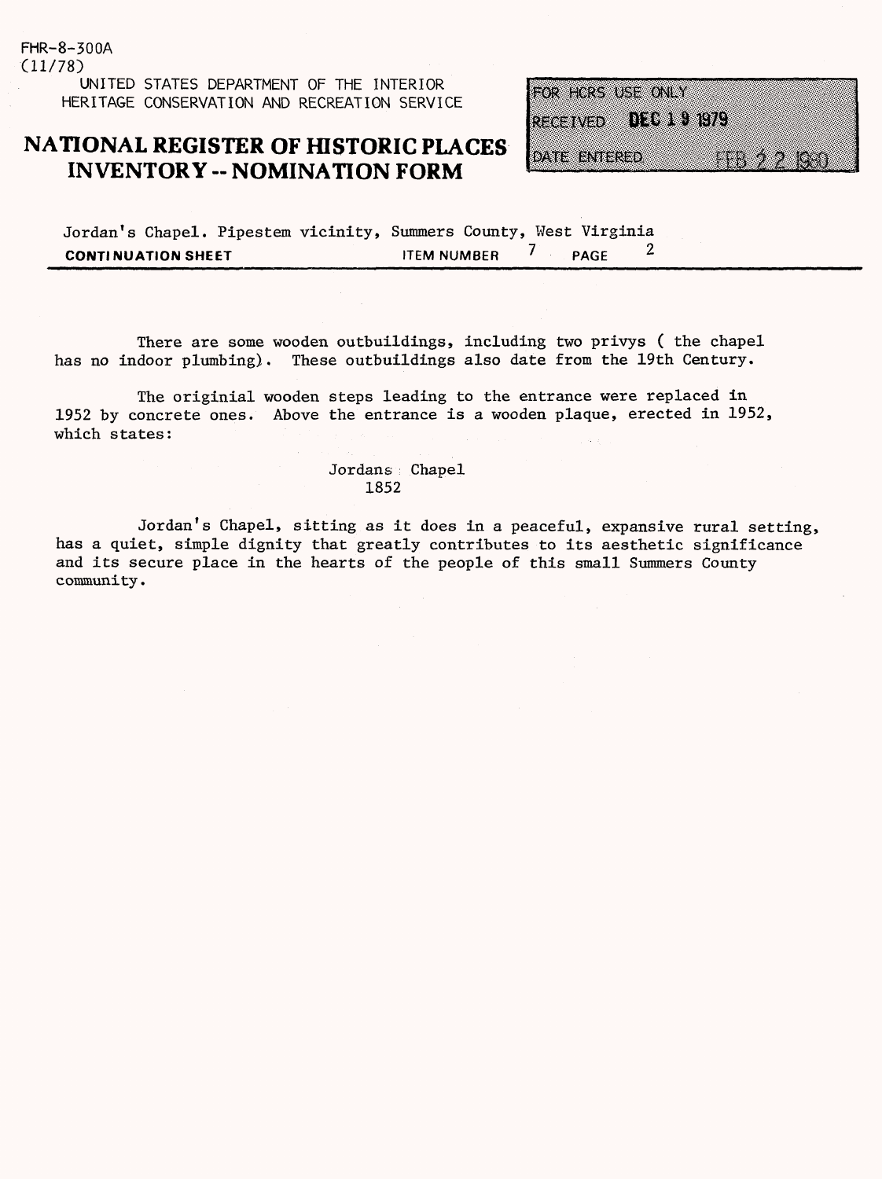FHR-8-300A
(11/78)

UNITED STATES DEPARTMENT OF THE INTERIOR
HERITAGE CONSERVATION AND RECREATION SERVICE

# NATIONAL REGISTER OF HISTORIC PLACES INVENTORY -- NOMINATION FORM

FOR HCRS USE ONLY
RECEIVED DEC 19 1979
DATE ENTERED FEB 22 1980

Jordan's Chapel. Pipestem vicinity, Summers County, West Virginia

**CONTINUATION SHEET** ITEM NUMBER 7 PAGE 2

There are some wooden outbuildings, including two privys ( the chapel has no indoor plumbing). These outbuildings also date from the 19th Century.

The originial wooden steps leading to the entrance were replaced in 1952 by concrete ones. Above the entrance is a wooden plaque, erected in 1952, which states:

Jordans Chapel
1852

Jordan's Chapel, sitting as it does in a peaceful, expansive rural setting, has a quiet, simple dignity that greatly contributes to its aesthetic significance and its secure place in the hearts of the people of this small Summers County community.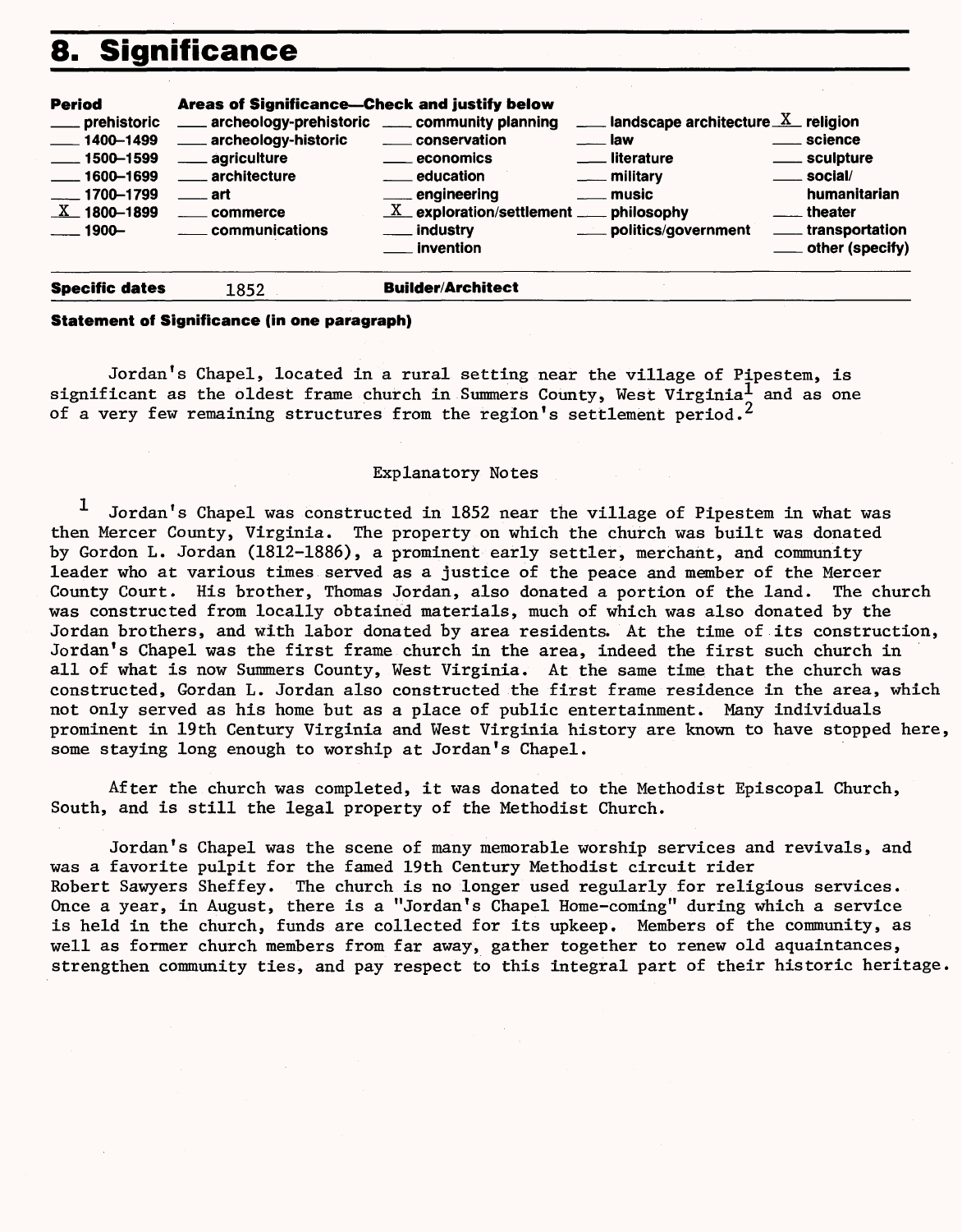# 8. Significance

| Period | Areas of Significance—Check and justify below | | | |
|---|---|---|---|---|
| ___ prehistoric | ___ archeology-prehistoric | ___ community planning | ___ landscape architecture | X religion |
| ___ 1400–1499 | ___ archeology-historic | ___ conservation | ___ law | ___ science |
| ___ 1500–1599 | ___ agriculture | ___ economics | ___ literature | ___ sculpture |
| ___ 1600–1699 | ___ architecture | ___ education | ___ military | ___ social/ humanitarian |
| ___ 1700–1799 | ___ art | ___ engineering | ___ music | ___ theater |
| X 1800–1899 | ___ commerce | X exploration/settlement | ___ philosophy | ___ transportation |
| ___ 1900– | ___ communications | ___ industry | ___ politics/government | ___ other (specify) |
| | | ___ invention | | |

**Specific dates** 1852 **Builder/Architect**

**Statement of Significance (in one paragraph)**

Jordan's Chapel, located in a rural setting near the village of Pipestem, is significant as the oldest frame church in Summers County, West Virginia[1] and as one of a very few remaining structures from the region's settlement period.[2]

Explanatory Notes

[1] Jordan's Chapel was constructed in 1852 near the village of Pipestem in what was then Mercer County, Virginia. The property on which the church was built was donated by Gordon L. Jordan (1812-1886), a prominent early settler, merchant, and community leader who at various times served as a justice of the peace and member of the Mercer County Court. His brother, Thomas Jordan, also donated a portion of the land. The church was constructed from locally obtained materials, much of which was also donated by the Jordan brothers, and with labor donated by area residents. At the time of its construction, Jordan's Chapel was the first frame church in the area, indeed the first such church in all of what is now Summers County, West Virginia. At the same time that the church was constructed, Gordan L. Jordan also constructed the first frame residence in the area, which not only served as his home but as a place of public entertainment. Many individuals prominent in 19th Century Virginia and West Virginia history are known to have stopped here, some staying long enough to worship at Jordan's Chapel.

After the church was completed, it was donated to the Methodist Episcopal Church, South, and is still the legal property of the Methodist Church.

Jordan's Chapel was the scene of many memorable worship services and revivals, and was a favorite pulpit for the famed 19th Century Methodist circuit rider Robert Sawyers Sheffey. The church is no longer used regularly for religious services. Once a year, in August, there is a "Jordan's Chapel Home-coming" during which a service is held in the church, funds are collected for its upkeep. Members of the community, as well as former church members from far away, gather together to renew old aquaintances, strengthen community ties, and pay respect to this integral part of their historic heritage.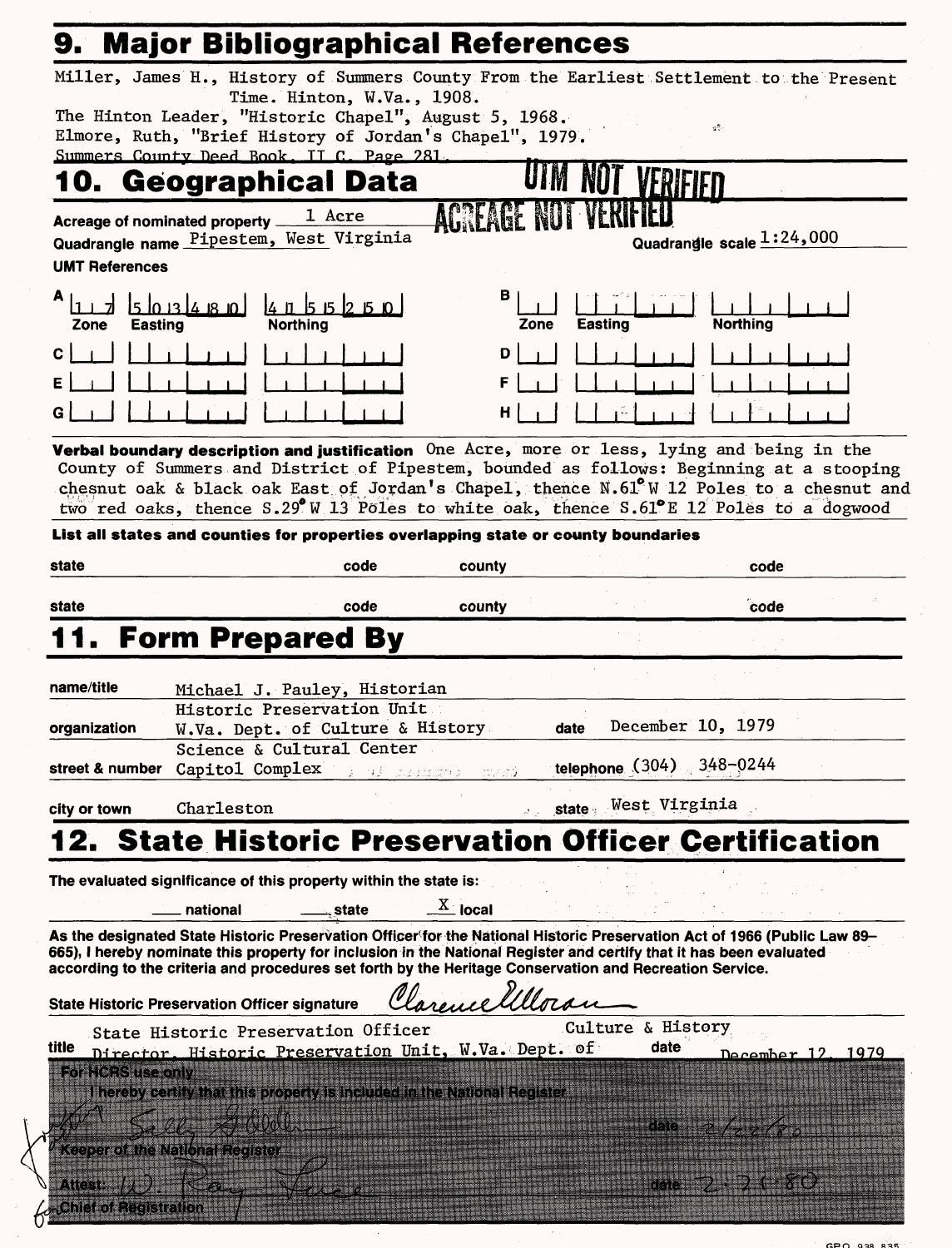## 9. Major Bibliographical References

Miller, James H., History of Summers County From the Earliest Settlement to the Present Time. Hinton, W.Va., 1908.
The Hinton Leader, "Historic Chapel", August 5, 1968.
Elmore, Ruth, "Brief History of Jordan's Chapel", 1979.
Summers County Deed Book, II C, Page 281.

## 10. Geographical Data

**UTM NOT VERIFIED**
**ACREAGE NOT VERIFIED**

Acreage of nominated property 1 Acre
Quadrangle name Pipestem, West Virginia
Quadrangle scale 1:24,000

UMT References

| | Zone | Easting | Northing | | Zone | Easting | Northing |
|---|---|---|---|---|---|---|---|
| A | 17 | 503480 | 4155250 | B | | | |
| C | | | | D | | | |
| E | | | | F | | | |
| G | | | | H | | | |

**Verbal boundary description and justification** One Acre, more or less, lying and being in the County of Summers and District of Pipestem, bounded as follows: Beginning at a stooping chesnut oak & black oak East of Jordan's Chapel, thence N.61°W 12 Poles to a chesnut and two red oaks, thence S.29°W 13 Poles to white oak, thence S.61°E 12 Poles to a dogwood

**List all states and counties for properties overlapping state or county boundaries**

| state | code | county | code |
|---|---|---|---|
| | | | |
| | | | |

## 11. Form Prepared By

name/title Michael J. Pauley, Historian
organization Historic Preservation Unit W.Va. Dept. of Culture & History    date December 10, 1979
street & number Science & Cultural Center Capitol Complex    telephone (304) 348-0244
city or town Charleston    state West Virginia

## 12. State Historic Preservation Officer Certification

The evaluated significance of this property within the state is:

\_\_ national    \_\_ state    X local

As the designated State Historic Preservation Officer for the National Historic Preservation Act of 1966 (Public Law 89–665), I hereby nominate this property for inclusion in the National Register and certify that it has been evaluated according to the criteria and procedures set forth by the Heritage Conservation and Recreation Service.

State Historic Preservation Officer signature Clarence Moran

title State Historic Preservation Officer Director, Historic Preservation Unit, W.Va. Dept. of Culture & History    date December 12, 1979

For HCRS use only
I hereby certify that this property is included in the National Register

Keeper of the National Register    date 2/22/80

Attest: W. Ray Luce    date 2-21-80
Chief of Registration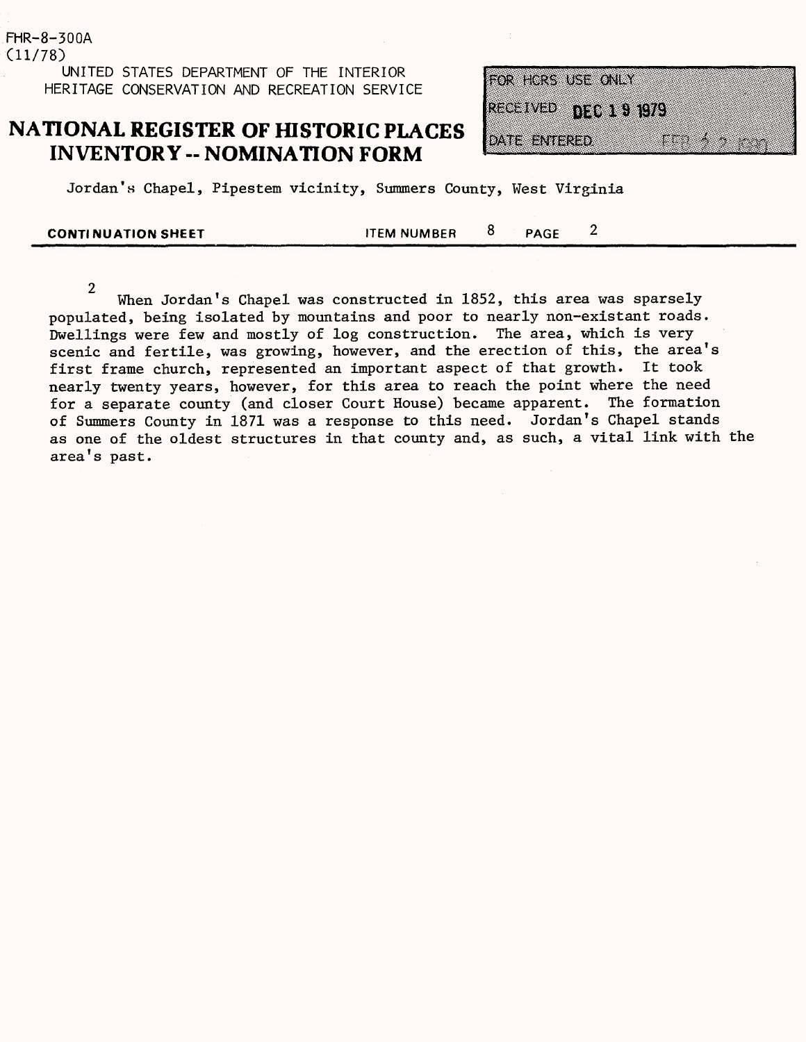FHR-8-300A
(11/78)

UNITED STATES DEPARTMENT OF THE INTERIOR
HERITAGE CONSERVATION AND RECREATION SERVICE

# NATIONAL REGISTER OF HISTORIC PLACES INVENTORY -- NOMINATION FORM

FOR HCRS USE ONLY
RECEIVED DEC 19 1979
DATE ENTERED

Jordan's Chapel, Pipestem vicinity, Summers County, West Virginia

**CONTINUATION SHEET** ITEM NUMBER 8 PAGE 2

2

When Jordan's Chapel was constructed in 1852, this area was sparsely populated, being isolated by mountains and poor to nearly non-existant roads. Dwellings were few and mostly of log construction. The area, which is very scenic and fertile, was growing, however, and the erection of this, the area's first frame church, represented an important aspect of that growth. It took nearly twenty years, however, for this area to reach the point where the need for a separate county (and closer Court House) became apparent. The formation of Summers County in 1871 was a response to this need. Jordan's Chapel stands as one of the oldest structures in that county and, as such, a vital link with the area's past.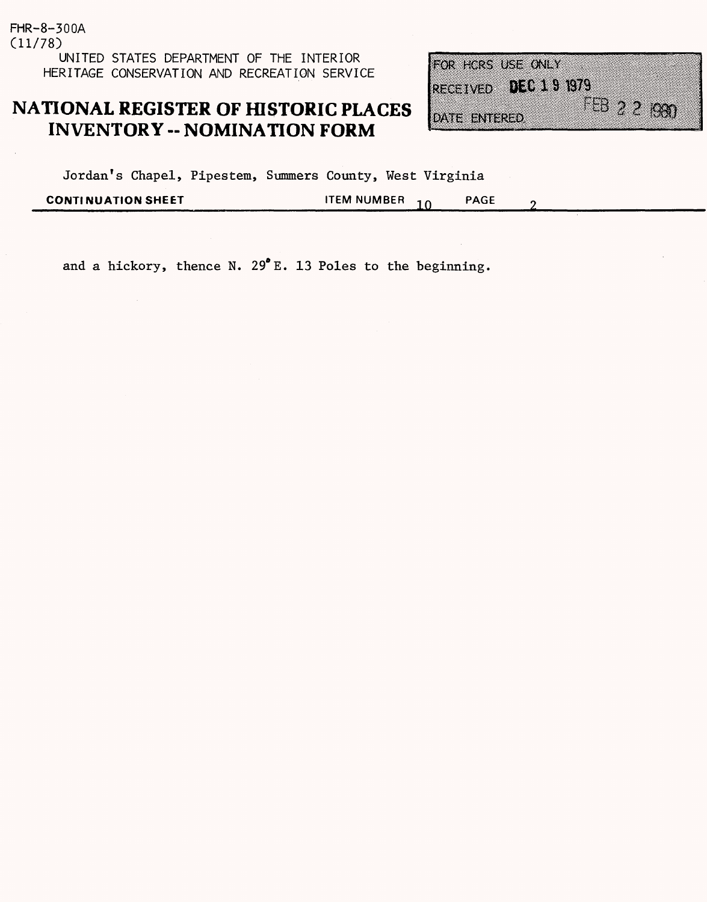FHR-8-300A
(11/78)

UNITED STATES DEPARTMENT OF THE INTERIOR
HERITAGE CONSERVATION AND RECREATION SERVICE

# NATIONAL REGISTER OF HISTORIC PLACES INVENTORY -- NOMINATION FORM

FOR HCRS USE ONLY
RECEIVED DEC 19 1979
DATE ENTERED FEB 22 1980

Jordan's Chapel, Pipestem, Summers County, West Virginia

**CONTINUATION SHEET** ITEM NUMBER 10 PAGE 2

and a hickory, thence N. 29° E. 13 Poles to the beginning.